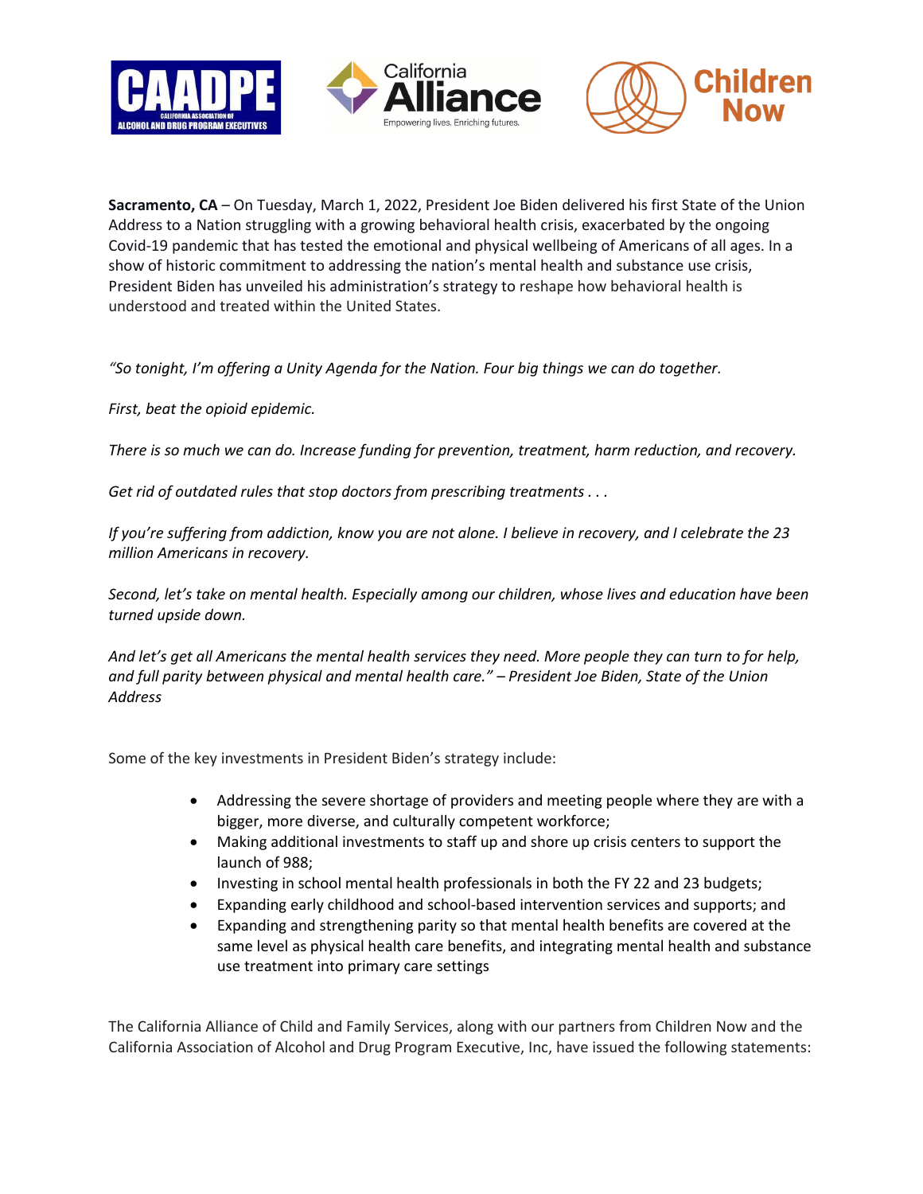**Sacramento, CA** – On Tuesday, March 1, 2022, President Joe Biden delivered his first State of the Union Address to a Nation struggling with a growing behavioral health crisis, exacerbated by the ongoing Covid-19 pandemic that has tested the emotional and physical wellbeing of Americans of all ages. In a show of historic commitment to addressing the nation's mental health and substance use crisis, President Biden has unveiled his administration's strategy to reshape how behavioral health is understood and treated within the United States.

*"So tonight, I'm offering a Unity Agenda for the Nation. Four big things we can do together.*

*First, beat the opioid epidemic.*

*There is so much we can do. Increase funding for prevention, treatment, harm reduction, and recovery.*

*Get rid of outdated rules that stop doctors from prescribing treatments . . .*

*If you're suffering from addiction, know you are not alone. I believe in recovery, and I celebrate the 23 million Americans in recovery.*

*Second, let's take on mental health. Especially among our children, whose lives and education have been turned upside down.*

*And let's get all Americans the mental health services they need. More people they can turn to for help, and full parity between physical and mental health care." – President Joe Biden, State of the Union Address*

Some of the key investments in President Biden's strategy include:

- Addressing the severe shortage of providers and meeting people where they are with a bigger, more diverse, and culturally competent workforce;
- Making additional investments to staff up and shore up crisis centers to support the launch of 988;
- Investing in school mental health professionals in both the FY 22 and 23 budgets;
- Expanding early childhood and school-based intervention services and supports; and
- Expanding and strengthening parity so that mental health benefits are covered at the same level as physical health care benefits, and integrating mental health and substance use treatment into primary care settings

The California Alliance of Child and Family Services, along with our partners from Children Now and the California Association of Alcohol and Drug Program Executive, Inc, have issued the following statements: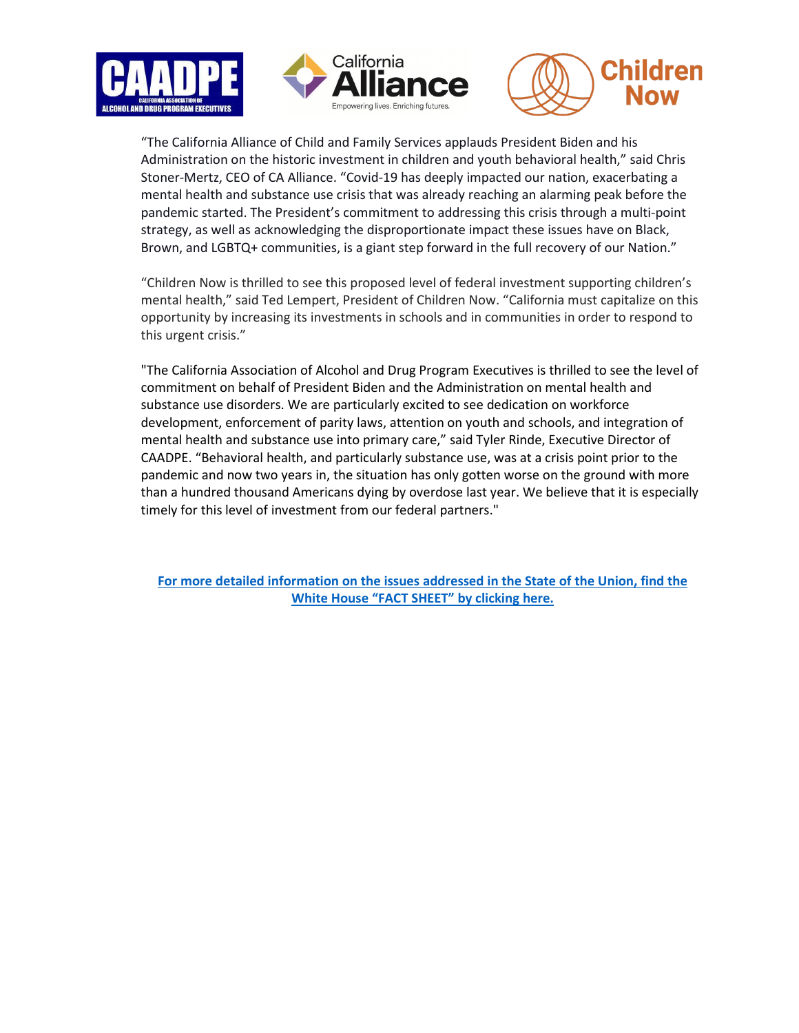"The California Alliance of Child and Family Services applauds President Biden and his Administration on the historic investment in children and youth behavioral health," said Chris Stoner-Mertz, CEO of CA Alliance. "Covid-19 has deeply impacted our nation, exacerbating a mental health and substance use crisis that was already reaching an alarming peak before the pandemic started. The President's commitment to addressing this crisis through a multi-point strategy, as well as acknowledging the disproportionate impact these issues have on Black, Brown, and LGBTQ+ communities, is a giant step forward in the full recovery of our Nation."

"Children Now is thrilled to see this proposed level of federal investment supporting children's mental health," said Ted Lempert, President of Children Now. "California must capitalize on this opportunity by increasing its investments in schools and in communities in order to respond to this urgent crisis."

"The California Association of Alcohol and Drug Program Executives is thrilled to see the level of commitment on behalf of President Biden and the Administration on mental health and substance use disorders. We are particularly excited to see dedication on workforce development, enforcement of parity laws, attention on youth and schools, and integration of mental health and substance use into primary care," said Tyler Rinde, Executive Director of CAADPE. "Behavioral health, and particularly substance use, was at a crisis point prior to the pandemic and now two years in, the situation has only gotten worse on the ground with more than a hundred thousand Americans dying by overdose last year. We believe that it is especially timely for this level of investment from our federal partners."

**For more detailed information on the issues addressed in the State of the Union, find the White House "FACT SHEET" by clicking here.**